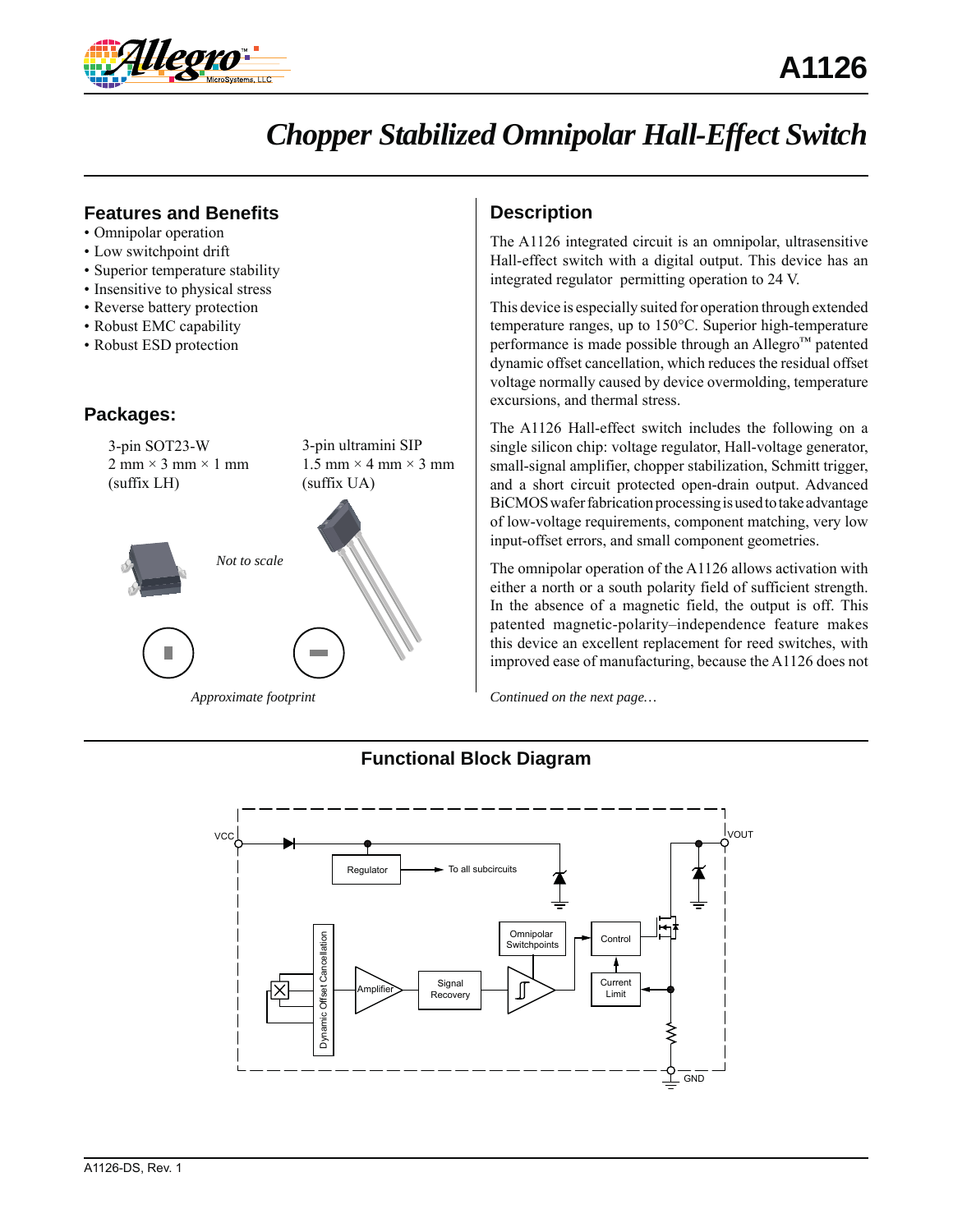# A1126

## Chopper Stabilized Omnipolar Hall-Effect Switch

### Features and Benefits

- Omnipolar operation
- Low switchpoint drift
- Superior temperature stability
- Insensitive to physical stress
- Reverse battery protection
- Robust EMC capability
- Robust ESD protection

### Packages:

3-pin SOT23-W
2 mm × 3 mm × 1 mm
(suffix LH)

3-pin ultramini SIP
1.5 mm × 4 mm × 3 mm
(suffix UA)

*Not to scale*

*Approximate footprint*

### Description

The A1126 integrated circuit is an omnipolar, ultrasensitive Hall-effect switch with a digital output. This device has an integrated regulator permitting operation to 24 V.

This device is especially suited for operation through extended temperature ranges, up to 150°C. Superior high-temperature performance is made possible through an Allegro™ patented dynamic offset cancellation, which reduces the residual offset voltage normally caused by device overmolding, temperature excursions, and thermal stress.

The A1126 Hall-effect switch includes the following on a single silicon chip: voltage regulator, Hall-voltage generator, small-signal amplifier, chopper stabilization, Schmitt trigger, and a short circuit protected open-drain output. Advanced BiCMOS wafer fabrication processing is used to take advantage of low-voltage requirements, component matching, very low input-offset errors, and small component geometries.

The omnipolar operation of the A1126 allows activation with either a north or a south polarity field of sufficient strength. In the absence of a magnetic field, the output is off. This patented magnetic-polarity–independence feature makes this device an excellent replacement for reed switches, with improved ease of manufacturing, because the A1126 does not

*Continued on the next page…*

### Functional Block Diagram

VCC, Regulator, To all subcircuits, Dynamic Offset Cancellation, Amplifier, Signal Recovery, Omnipolar Switchpoints, Control, Current Limit, VOUT, GND

A1126-DS, Rev. 1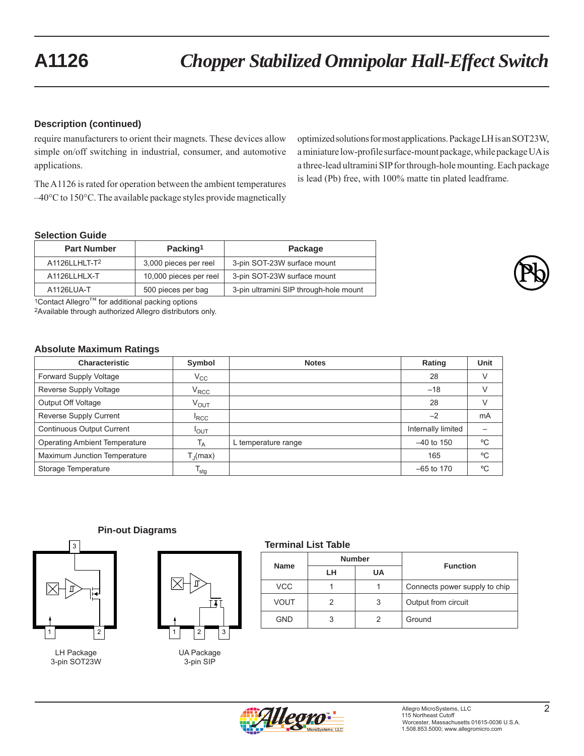## Description (continued)

require manufacturers to orient their magnets. These devices allow simple on/off switching in industrial, consumer, and automotive applications.

The A1126 is rated for operation between the ambient temperatures –40°C to 150°C. The available package styles provide magnetically optimized solutions for most applications. Package LH is an SOT23W, a miniature low-profile surface-mount package, while package UA is a three-lead ultramini SIP for through-hole mounting. Each package is lead (Pb) free, with 100% matte tin plated leadframe.

## Selection Guide

| Part Number | Packing[1] | Package |
|---|---|---|
| A1126LLHLT-T[2] | 3,000 pieces per reel | 3-pin SOT-23W surface mount |
| A1126LLHLX-T | 10,000 pieces per reel | 3-pin SOT-23W surface mount |
| A1126LUA-T | 500 pieces per bag | 3-pin ultramini SIP through-hole mount |

[1]Contact Allegro™ for additional packing options

[2]Available through authorized Allegro distributors only.

## Absolute Maximum Ratings

| Characteristic | Symbol | Notes | Rating | Unit |
|---|---|---|---|---|
| Forward Supply Voltage | $V_{CC}$ | | 28 | V |
| Reverse Supply Voltage | $V_{RCC}$ | | –18 | V |
| Output Off Voltage | $V_{OUT}$ | | 28 | V |
| Reverse Supply Current | $I_{RCC}$ | | –2 | mA |
| Continuous Output Current | $I_{OUT}$ | | Internally limited | – |
| Operating Ambient Temperature | $T_A$ | L temperature range | –40 to 150 | ºC |
| Maximum Junction Temperature | $T_J$(max) | | 165 | ºC |
| Storage Temperature | $T_{stg}$ | | –65 to 170 | ºC |

## Pin-out Diagrams

LH Package
3-pin SOT23W

UA Package
3-pin SIP

## Terminal List Table

| Name | Number | | Function |
|---|---|---|---|
| | LH | UA | |
| VCC | 1 | 1 | Connects power supply to chip |
| VOUT | 2 | 3 | Output from circuit |
| GND | 3 | 2 | Ground |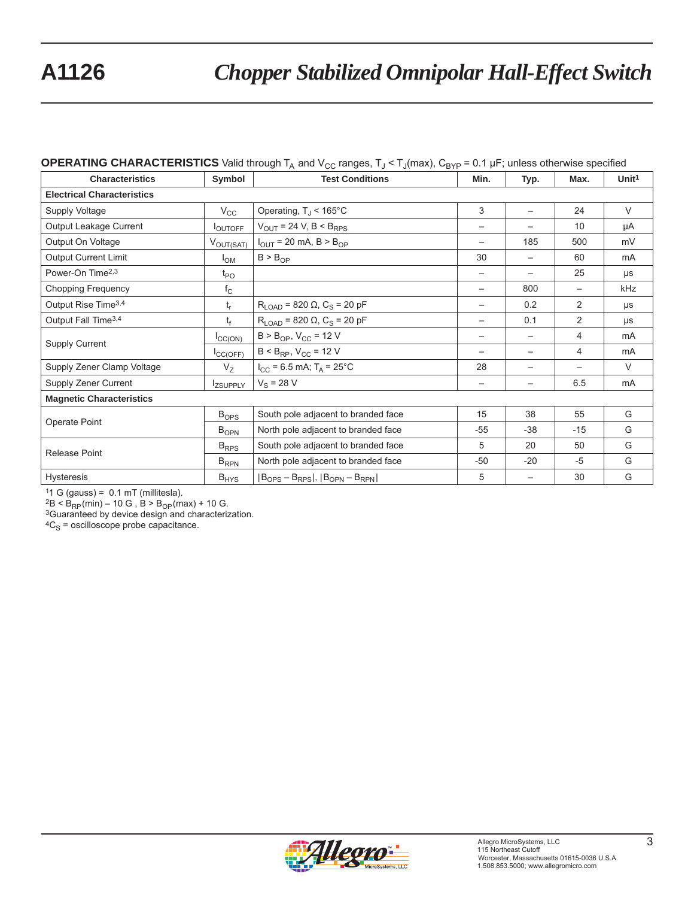**OPERATING CHARACTERISTICS** Valid through $T_A$ and $V_{CC}$ ranges, $T_J < T_J$(max), $C_{BYP}$ = 0.1 µF; unless otherwise specified

| Characteristics | Symbol | Test Conditions | Min. | Typ. | Max. | Unit[1] |
|---|---|---|---|---|---|---|
| **Electrical Characteristics** | | | | | | |
| Supply Voltage | $V_{CC}$ | Operating, $T_J$ < 165°C | 3 | – | 24 | V |
| Output Leakage Current | $I_{OUTOFF}$ | $V_{OUT}$ = 24 V, B < $B_{RPS}$ | – | – | 10 | µA |
| Output On Voltage | $V_{OUT(SAT)}$ | $I_{OUT}$ = 20 mA, B > $B_{OP}$ | – | 185 | 500 | mV |
| Output Current Limit | $I_{OM}$ | B > $B_{OP}$ | 30 | – | 60 | mA |
| Power-On Time[2,3] | $t_{PO}$ | | – | – | 25 | µs |
| Chopping Frequency | $f_C$ | | – | 800 | – | kHz |
| Output Rise Time[3,4] | $t_r$ | $R_{LOAD}$ = 820 Ω, $C_S$ = 20 pF | – | 0.2 | 2 | µs |
| Output Fall Time[3,4] | $t_f$ | $R_{LOAD}$ = 820 Ω, $C_S$ = 20 pF | – | 0.1 | 2 | µs |
| Supply Current | $I_{CC(ON)}$ | B > $B_{OP}$, $V_{CC}$ = 12 V | – | – | 4 | mA |
| | $I_{CC(OFF)}$ | B < $B_{RP}$, $V_{CC}$ = 12 V | – | – | 4 | mA |
| Supply Zener Clamp Voltage | $V_Z$ | $I_{CC}$ = 6.5 mA; $T_A$ = 25°C | 28 | – | – | V |
| Supply Zener Current | $I_{ZSUPPLY}$ | $V_S$ = 28 V | – | – | 6.5 | mA |
| **Magnetic Characteristics** | | | | | | |
| Operate Point | $B_{OPS}$ | South pole adjacent to branded face | 15 | 38 | 55 | G |
| | $B_{OPN}$ | North pole adjacent to branded face | -55 | -38 | -15 | G |
| Release Point | $B_{RPS}$ | South pole adjacent to branded face | 5 | 20 | 50 | G |
| | $B_{RPN}$ | North pole adjacent to branded face | -50 | -20 | -5 | G |
| Hysteresis | $B_{HYS}$ | $\lvert B_{OPS} - B_{RPS}\rvert$, $\lvert B_{OPN} - B_{RPN}\rvert$ | 5 | – | 30 | G |

[1]1 G (gauss) = 0.1 mT (millitesla).
[2]B < $B_{RP}$(min) – 10 G , B > $B_{OP}$(max) + 10 G.
[3]Guaranteed by device design and characterization.
[4]$C_S$ = oscilloscope probe capacitance.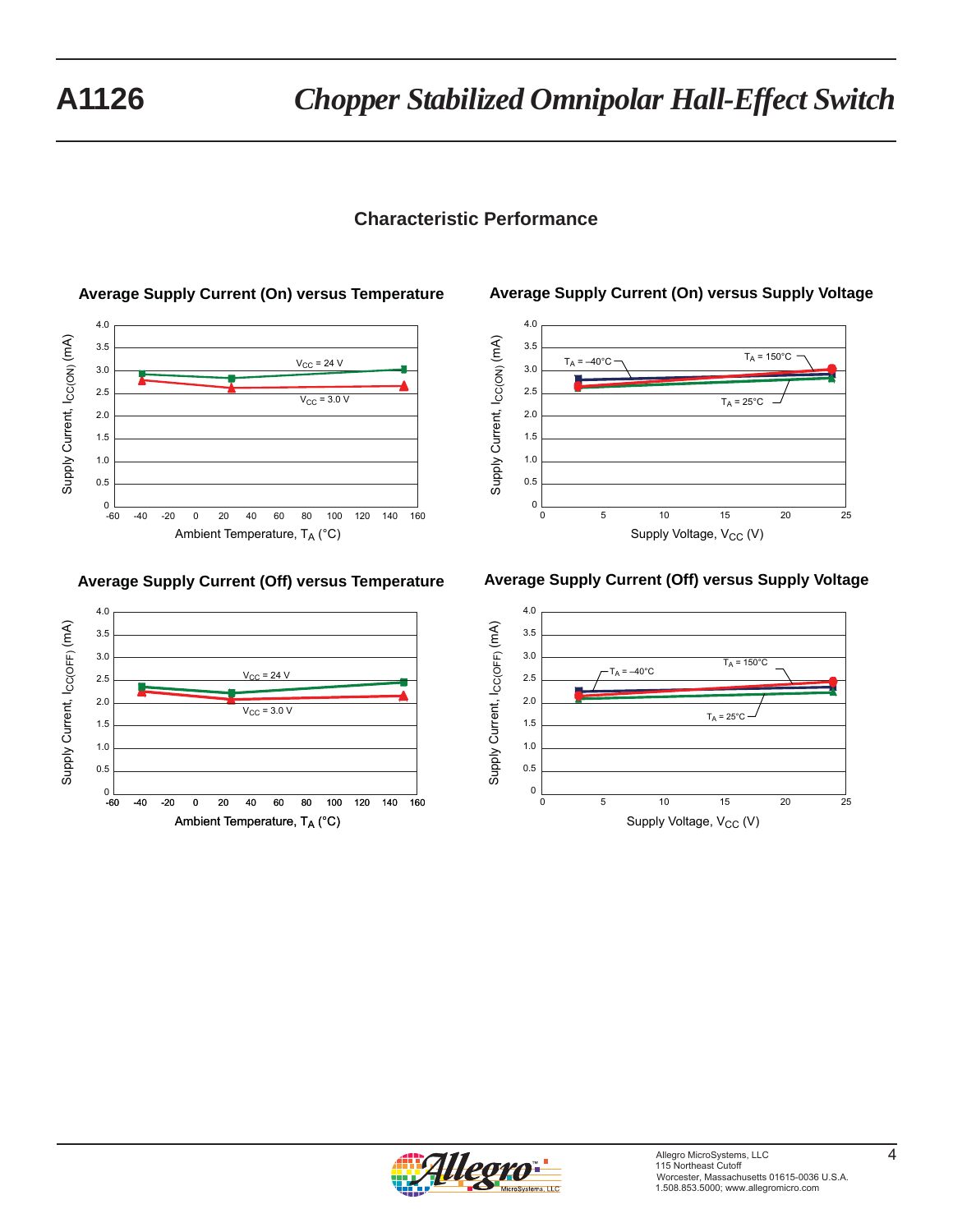## Characteristic Performance

### Average Supply Current (On) versus Temperature

Supply Current, $I_{CC(ON)}$ (mA)

$V_{CC}$ = 24 V

$V_{CC}$ = 3.0 V

Ambient Temperature, $T_A$ (°C)

### Average Supply Current (On) versus Supply Voltage

Supply Current, $I_{CC(ON)}$ (mA)

$T_A$ = –40°C

$T_A$ = 150°C

$T_A$ = 25°C

Supply Voltage, $V_{CC}$ (V)

### Average Supply Current (Off) versus Temperature

Supply Current, $I_{CC(OFF)}$ (mA)

$V_{CC}$ = 24 V

$V_{CC}$ = 3.0 V

Ambient Temperature, $T_A$ (°C)

### Average Supply Current (Off) versus Supply Voltage

Supply Current, $I_{CC(OFF)}$ (mA)

$T_A$ = –40°C

$T_A$ = 150°C

$T_A$ = 25°C

Supply Voltage, $V_{CC}$ (V)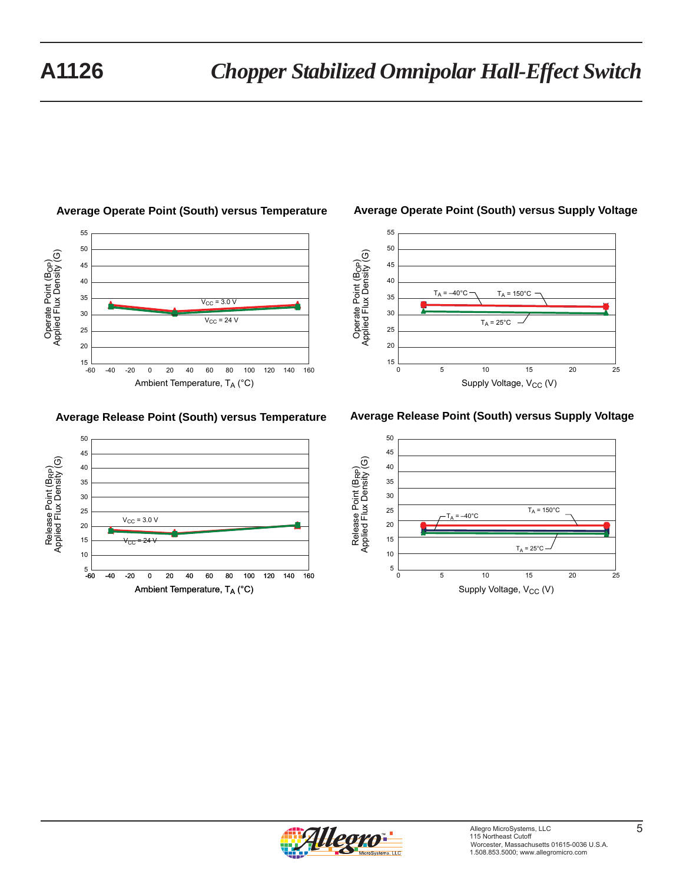**Average Operate Point (South) versus Temperature**

Operate Point ($B_{OP}$) Applied Flux Density (G) vs. Ambient Temperature, $T_A$ (°C)

$V_{CC}$ = 3.0 V

$V_{CC}$ = 24 V

**Average Operate Point (South) versus Supply Voltage**

Operate Point ($B_{OP}$) Applied Flux Density (G) vs. Supply Voltage, $V_{CC}$ (V)

$T_A$ = –40°C

$T_A$ = 150°C

$T_A$ = 25°C

**Average Release Point (South) versus Temperature**

Release Point ($B_{RP}$) Applied Flux Density (G) vs. Ambient Temperature, $T_A$ (°C)

$V_{CC}$ = 3.0 V

$V_{CC}$ = 24 V

**Average Release Point (South) versus Supply Voltage**

Release Point ($B_{RP}$) Applied Flux Density (G) vs. Supply Voltage, $V_{CC}$ (V)

$T_A$ = –40°C

$T_A$ = 150°C

$T_A$ = 25°C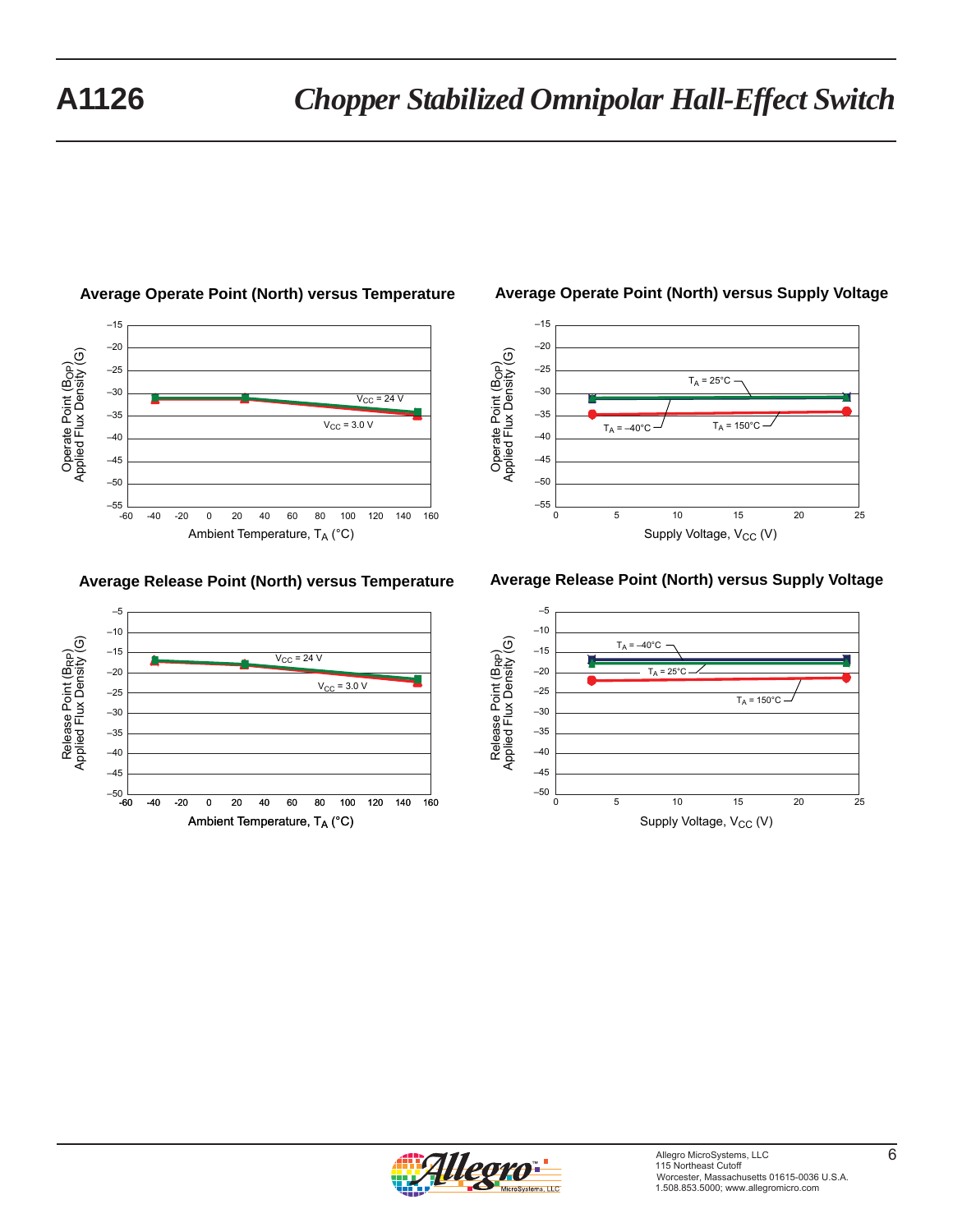### Average Operate Point (North) versus Temperature

Operate Point ($B_{OP}$) Applied Flux Density (G)

Ambient Temperature, $T_A$ (°C)

$V_{CC}$ = 24 V

$V_{CC}$ = 3.0 V

### Average Operate Point (North) versus Supply Voltage

Operate Point ($B_{OP}$) Applied Flux Density (G)

Supply Voltage, $V_{CC}$ (V)

$T_A$ = 25°C

$T_A$ = –40°C

$T_A$ = 150°C

### Average Release Point (North) versus Temperature

Release Point ($B_{RP}$) Applied Flux Density (G)

Ambient Temperature, $T_A$ (°C)

$V_{CC}$ = 24 V

$V_{CC}$ = 3.0 V

### Average Release Point (North) versus Supply Voltage

Release Point ($B_{RP}$) Applied Flux Density (G)

Supply Voltage, $V_{CC}$ (V)

$T_A$ = –40°C

$T_A$ = 25°C

$T_A$ = 150°C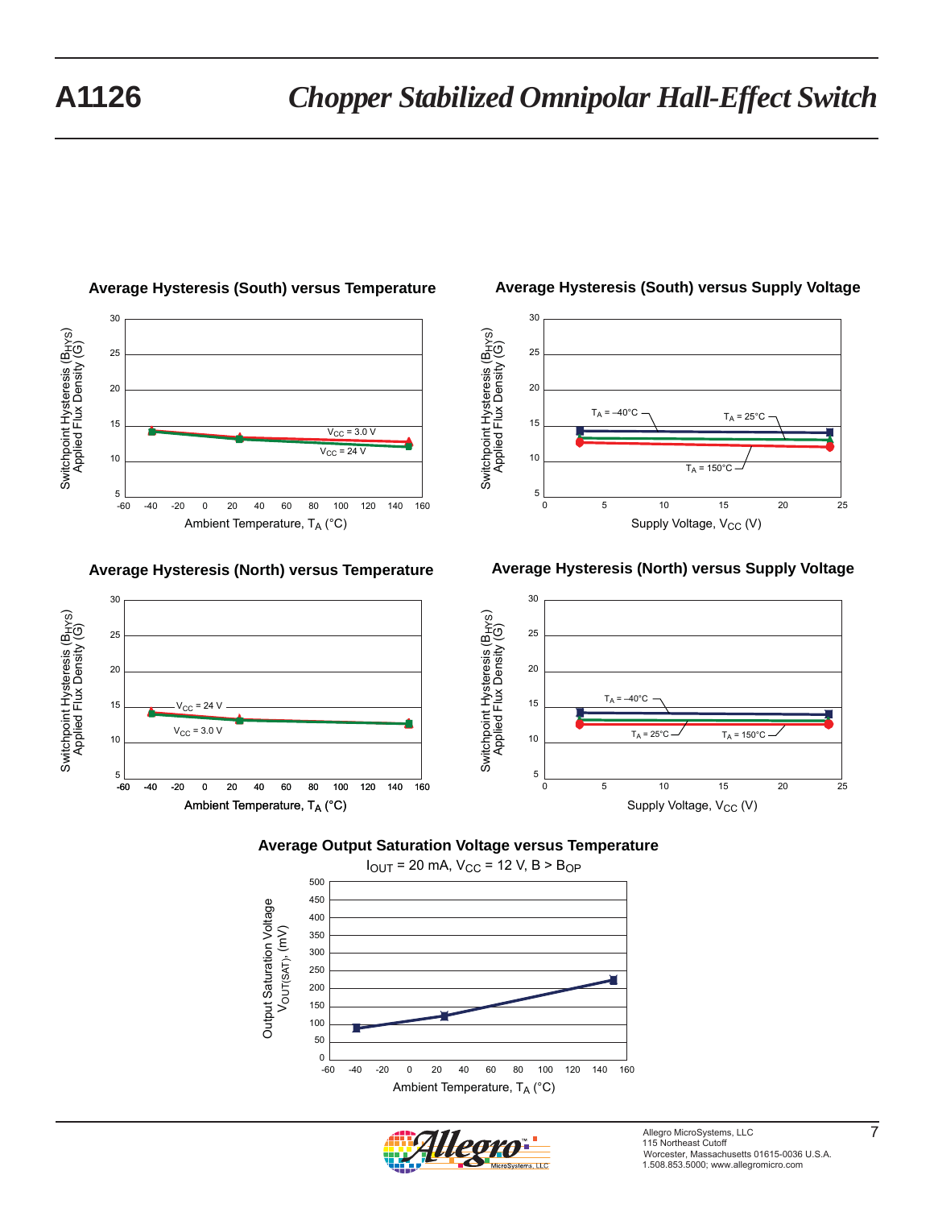### Average Hysteresis (South) versus Temperature

Switchpoint Hysteresis ($B_{HYS}$) Applied Flux Density (G)

$V_{CC}$ = 3.0 V
$V_{CC}$ = 24 V

Ambient Temperature, $T_A$ (°C)

### Average Hysteresis (South) versus Supply Voltage

Switchpoint Hysteresis ($B_{HYS}$) Applied Flux Density (G)

$T_A$ = –40°C
$T_A$ = 25°C
$T_A$ = 150°C

Supply Voltage, $V_{CC}$ (V)

### Average Hysteresis (North) versus Temperature

Switchpoint Hysteresis ($B_{HYS}$) Applied Flux Density (G)

$V_{CC}$ = 24 V
$V_{CC}$ = 3.0 V

Ambient Temperature, $T_A$ (°C)

### Average Hysteresis (North) versus Supply Voltage

Switchpoint Hysteresis ($B_{HYS}$) Applied Flux Density (G)

$T_A$ = –40°C
$T_A$ = 25°C
$T_A$ = 150°C

Supply Voltage, $V_{CC}$ (V)

### Average Output Saturation Voltage versus Temperature

$I_{OUT}$ = 20 mA, $V_{CC}$ = 12 V, $B > B_{OP}$

Output Saturation Voltage $V_{OUT(SAT)}$, (mV)

Ambient Temperature, $T_A$ (°C)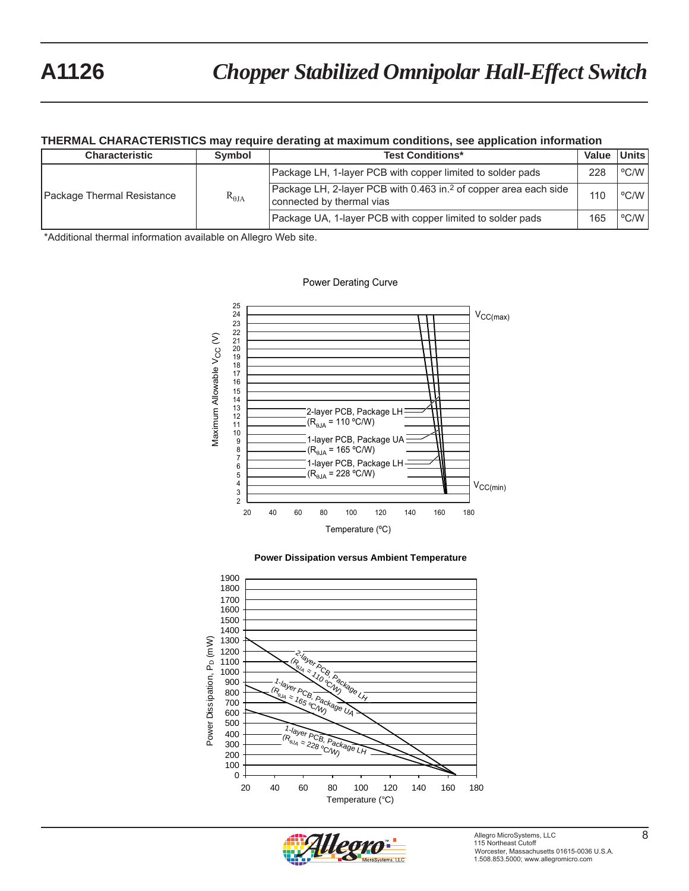**THERMAL CHARACTERISTICS may require derating at maximum conditions, see application information**

| Characteristic | Symbol | Test Conditions* | Value | Units |
|---|---|---|---|---|
| Package Thermal Resistance | $R_{\theta JA}$ | Package LH, 1-layer PCB with copper limited to solder pads | 228 | ºC/W |
| | | Package LH, 2-layer PCB with 0.463 in.[2] of copper area each side connected by thermal vias | 110 | ºC/W |
| | | Package UA, 1-layer PCB with copper limited to solder pads | 165 | ºC/W |

*Additional thermal information available on Allegro Web site.

Power Derating Curve

**Power Dissipation versus Ambient Temperature**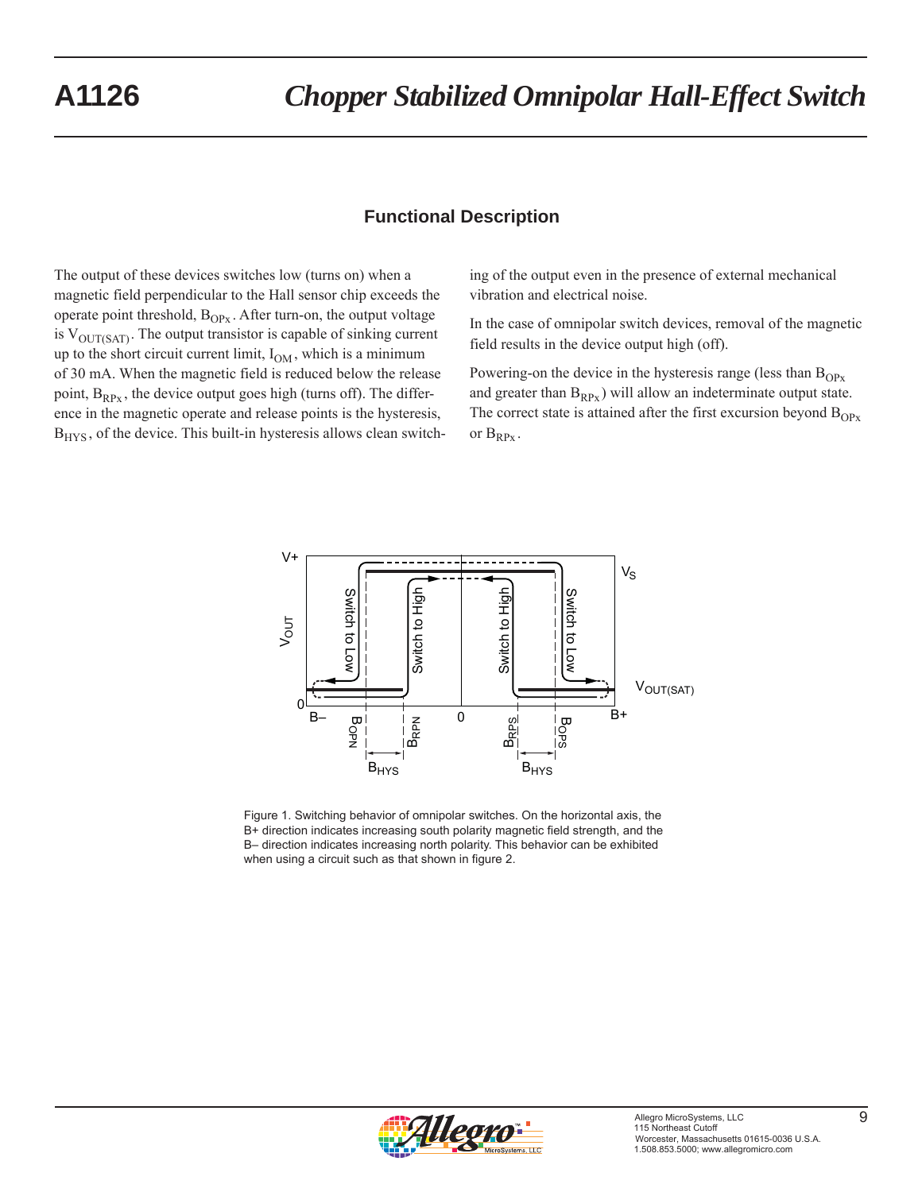## Functional Description

The output of these devices switches low (turns on) when a magnetic field perpendicular to the Hall sensor chip exceeds the operate point threshold, $B_{OPx}$. After turn-on, the output voltage is $V_{OUT(SAT)}$. The output transistor is capable of sinking current up to the short circuit current limit, $I_{OM}$, which is a minimum of 30 mA. When the magnetic field is reduced below the release point, $B_{RPx}$, the device output goes high (turns off). The difference in the magnetic operate and release points is the hysteresis, $B_{HYS}$, of the device. This built-in hysteresis allows clean switching of the output even in the presence of external mechanical vibration and electrical noise.

In the case of omnipolar switch devices, removal of the magnetic field results in the device output high (off).

Powering-on the device in the hysteresis range (less than $B_{OPx}$ and greater than $B_{RPx}$) will allow an indeterminate output state. The correct state is attained after the first excursion beyond $B_{OPx}$ or $B_{RPx}$.

Figure 1. Switching behavior of omnipolar switches. On the horizontal axis, the B+ direction indicates increasing south polarity magnetic field strength, and the B– direction indicates increasing north polarity. This behavior can be exhibited when using a circuit such as that shown in figure 2.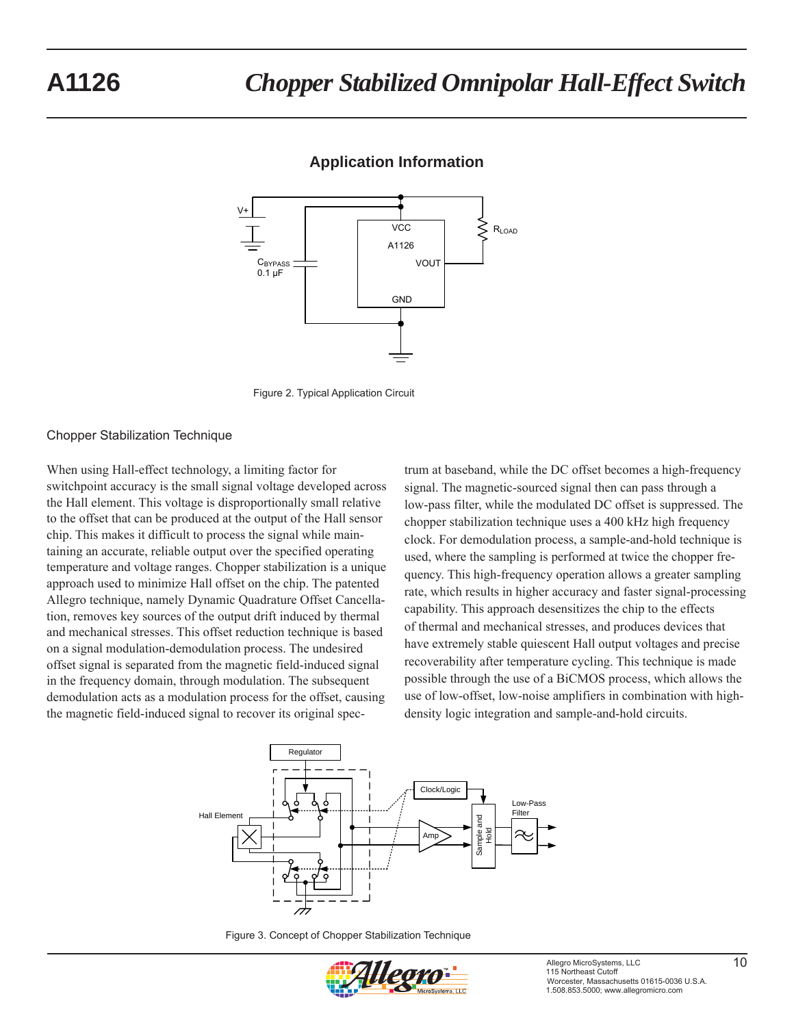## Application Information

Figure 2. Typical Application Circuit

### Chopper Stabilization Technique

When using Hall-effect technology, a limiting factor for switchpoint accuracy is the small signal voltage developed across the Hall element. This voltage is disproportionally small relative to the offset that can be produced at the output of the Hall sensor chip. This makes it difficult to process the signal while maintaining an accurate, reliable output over the specified operating temperature and voltage ranges. Chopper stabilization is a unique approach used to minimize Hall offset on the chip. The patented Allegro technique, namely Dynamic Quadrature Offset Cancellation, removes key sources of the output drift induced by thermal and mechanical stresses. This offset reduction technique is based on a signal modulation-demodulation process. The undesired offset signal is separated from the magnetic field-induced signal in the frequency domain, through modulation. The subsequent demodulation acts as a modulation process for the offset, causing the magnetic field-induced signal to recover its original spectrum at baseband, while the DC offset becomes a high-frequency signal. The magnetic-sourced signal then can pass through a low-pass filter, while the modulated DC offset is suppressed. The chopper stabilization technique uses a 400 kHz high frequency clock. For demodulation process, a sample-and-hold technique is used, where the sampling is performed at twice the chopper frequency. This high-frequency operation allows a greater sampling rate, which results in higher accuracy and faster signal-processing capability. This approach desensitizes the chip to the effects of thermal and mechanical stresses, and produces devices that have extremely stable quiescent Hall output voltages and precise recoverability after temperature cycling. This technique is made possible through the use of a BiCMOS process, which allows the use of low-offset, low-noise amplifiers in combination with high-density logic integration and sample-and-hold circuits.

Figure 3. Concept of Chopper Stabilization Technique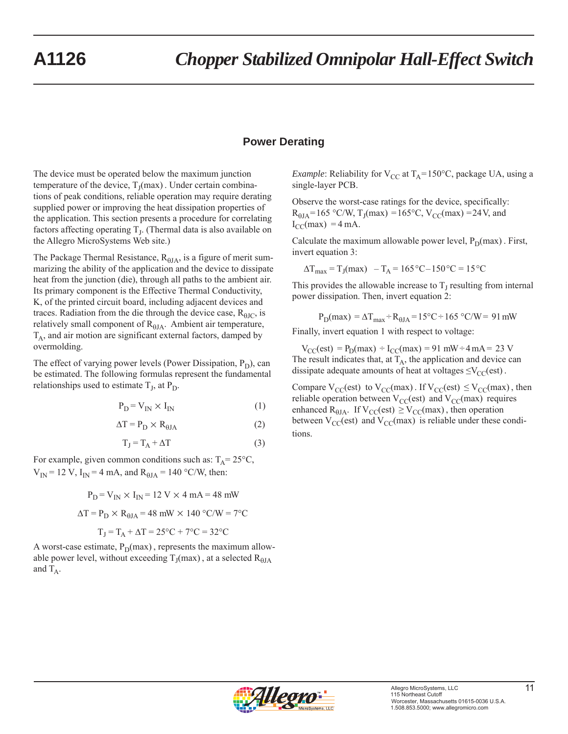## Power Derating

The device must be operated below the maximum junction temperature of the device, $T_J(max)$. Under certain combinations of peak conditions, reliable operation may require derating supplied power or improving the heat dissipation properties of the application. This section presents a procedure for correlating factors affecting operating $T_J$. (Thermal data is also available on the Allegro MicroSystems Web site.)

The Package Thermal Resistance, $R_{\theta JA}$, is a figure of merit summarizing the ability of the application and the device to dissipate heat from the junction (die), through all paths to the ambient air. Its primary component is the Effective Thermal Conductivity, K, of the printed circuit board, including adjacent devices and traces. Radiation from the die through the device case, $R_{\theta JC}$, is relatively small component of $R_{\theta JA}$. Ambient air temperature, $T_A$, and air motion are significant external factors, damped by overmolding.

The effect of varying power levels (Power Dissipation, $P_D$), can be estimated. The following formulas represent the fundamental relationships used to estimate $T_J$, at $P_D$.

$$P_D = V_{IN} \times I_{IN} \quad (1)$$

$$\Delta T = P_D \times R_{\theta JA} \quad (2)$$

$$T_J = T_A + \Delta T \quad (3)$$

For example, given common conditions such as: $T_A$= 25°C, $V_{IN}$ = 12 V, $I_{IN}$ = 4 mA, and $R_{\theta JA}$ = 140 °C/W, then:

$$P_D = V_{IN} \times I_{IN} = 12 \text{ V} \times 4 \text{ mA} = 48 \text{ mW}$$

$$\Delta T = P_D \times R_{\theta JA} = 48 \text{ mW} \times 140 \text{ °C/W} = 7\text{°C}$$

$$T_J = T_A + \Delta T = 25\text{°C} + 7\text{°C} = 32\text{°C}$$

A worst-case estimate, $P_D(max)$, represents the maximum allowable power level, without exceeding $T_J(max)$, at a selected $R_{\theta JA}$ and $T_A$.

*Example*: Reliability for $V_{CC}$ at $T_A$=150°C, package UA, using a single-layer PCB.

Observe the worst-case ratings for the device, specifically: $R_{\theta JA}$=165 °C/W, $T_J(max)$ =165°C, $V_{CC}(max)$ =24 V, and $I_{CC}(max)$ = 4 mA.

Calculate the maximum allowable power level, $P_D(max)$. First, invert equation 3:

$$\Delta T_{max} = T_J(max) - T_A = 165\text{°C} - 150\text{°C} = 15\text{°C}$$

This provides the allowable increase to $T_J$ resulting from internal power dissipation. Then, invert equation 2:

$$P_D(max) = \Delta T_{max} \div R_{\theta JA} = 15\text{°C} \div 165 \text{ °C/W} = 91 \text{ mW}$$

Finally, invert equation 1 with respect to voltage:

$$V_{CC}(est) = P_D(max) \div I_{CC}(max) = 91 \text{ mW} \div 4 \text{ mA} = 23 \text{ V}$$

The result indicates that, at $T_A$, the application and device can dissipate adequate amounts of heat at voltages $\leq V_{CC}(est)$.

Compare $V_{CC}(est)$ to $V_{CC}(max)$. If $V_{CC}(est) \leq V_{CC}(max)$, then reliable operation between $V_{CC}(est)$ and $V_{CC}(max)$ requires enhanced $R_{\theta JA}$. If $V_{CC}(est) \geq V_{CC}(max)$, then operation between $V_{CC}(est)$ and $V_{CC}(max)$ is reliable under these conditions.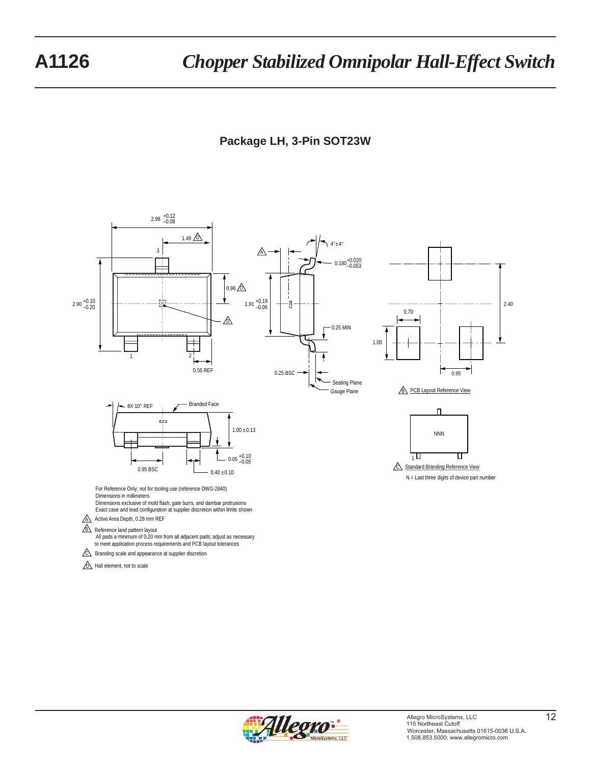## Package LH, 3-Pin SOT23W

2.98 +0.12 −0.08

1.49 D

3

2.90 +0.10 −0.20

0.96 D

D

1

2

0.55 REF

A

4°±4°

0.180 +0.020 −0.053

1.91 +0.19 −0.06

0.25 MIN

0.25 BSC

Seating Plane

Gauge Plane

2.40

0.70

1.00

0.95

B PCB Layout Reference View

8X 10° REF

Branded Face

1.00 ±0.13

0.05 +0.10 −0.05

0.95 BSC

0.40 ±0.10

NNN

1

C Standard Branding Reference View

N = Last three digits of device part number

For Reference Only; not for tooling use (reference DWG-2840)
Dimensions in millimeters
Dimensions exclusive of mold flash, gate burrs, and dambar protrusions
Exact case and lead configuration at supplier discretion within limits shown

A Active Area Depth, 0.28 mm REF

B Reference land pattern layout
All pads a minimum of 0.20 mm from all adjacent pads; adjust as necessary to meet application process requirements and PCB layout tolerances

C Branding scale and appearance at supplier discretion

D Hall element, not to scale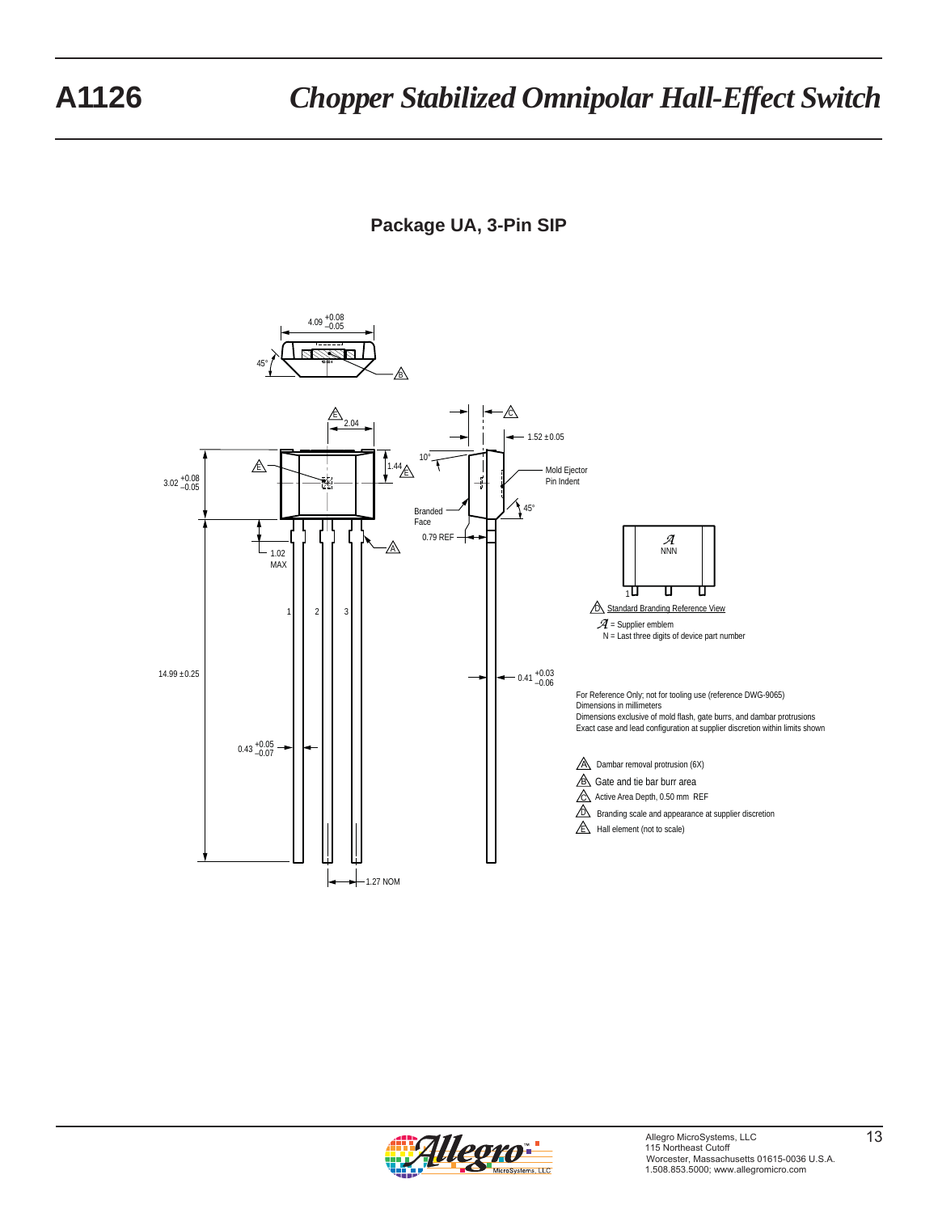## Package UA, 3-Pin SIP

4.09 +0.08/−0.05

45°

2.04

1.52 ±0.05

10°

1.44

3.02 +0.08/−0.05

Mold Ejector Pin Indent

Branded Face

45°

0.79 REF

1.02 MAX

1 2 3

14.99 ±0.25

0.41 +0.03/−0.06

0.43 +0.05/−0.07

1.27 NOM

NNN

1

D Standard Branding Reference View

= Supplier emblem
N = Last three digits of device part number

For Reference Only; not for tooling use (reference DWG-9065)
Dimensions in millimeters
Dimensions exclusive of mold flash, gate burrs, and dambar protrusions
Exact case and lead configuration at supplier discretion within limits shown

A Dambar removal protrusion (6X)

B Gate and tie bar burr area

C Active Area Depth, 0.50 mm REF

D Branding scale and appearance at supplier discretion

E Hall element (not to scale)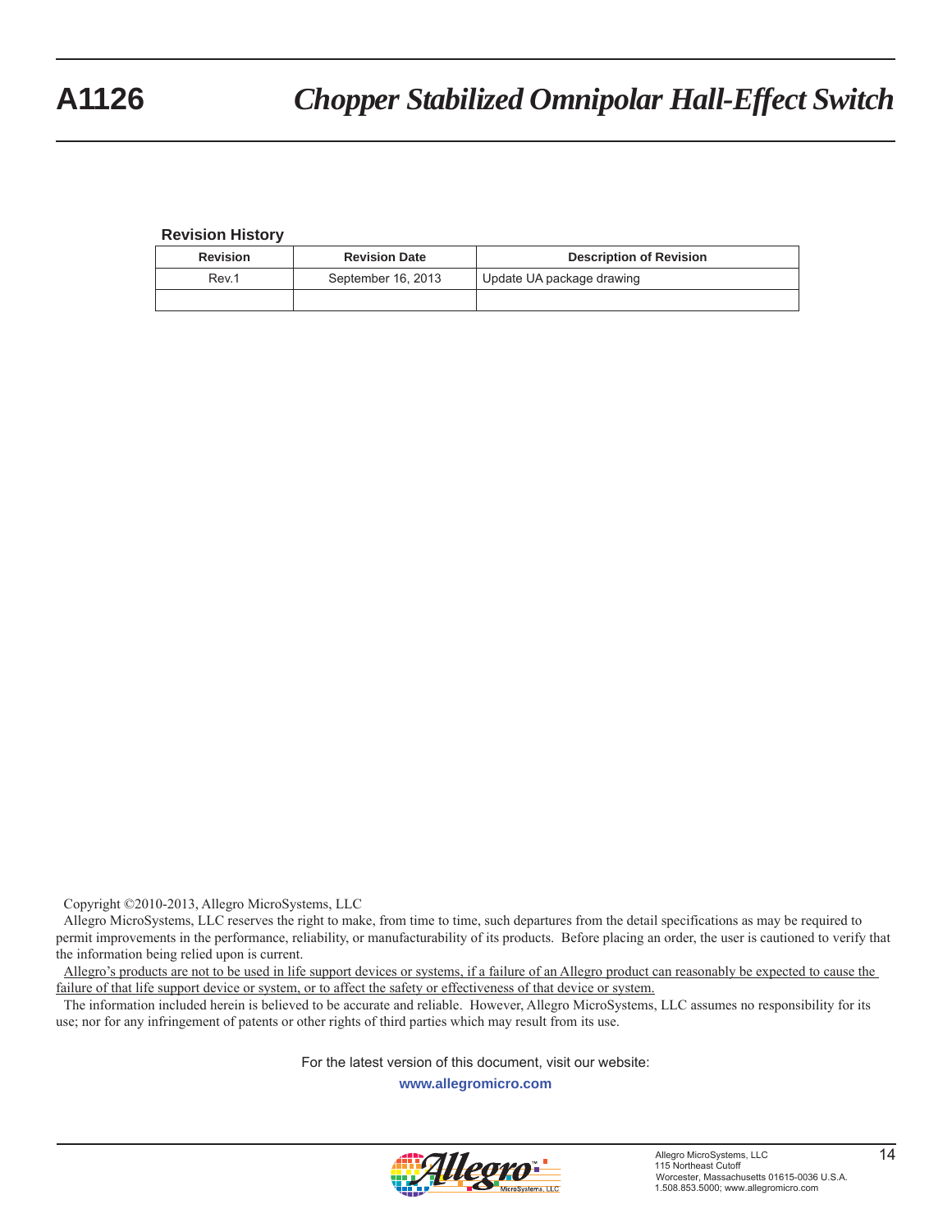**Revision History**

| Revision | Revision Date | Description of Revision |
| --- | --- | --- |
| Rev.1 | September 16, 2013 | Update UA package drawing |
| | | |

Copyright ©2010-2013, Allegro MicroSystems, LLC

Allegro MicroSystems, LLC reserves the right to make, from time to time, such departures from the detail specifications as may be required to permit improvements in the performance, reliability, or manufacturability of its products. Before placing an order, the user is cautioned to verify that the information being relied upon is current.

Allegro's products are not to be used in life support devices or systems, if a failure of an Allegro product can reasonably be expected to cause the failure of that life support device or system, or to affect the safety or effectiveness of that device or system.

The information included herein is believed to be accurate and reliable. However, Allegro MicroSystems, LLC assumes no responsibility for its use; nor for any infringement of patents or other rights of third parties which may result from its use.

For the latest version of this document, visit our website:

**www.allegromicro.com**